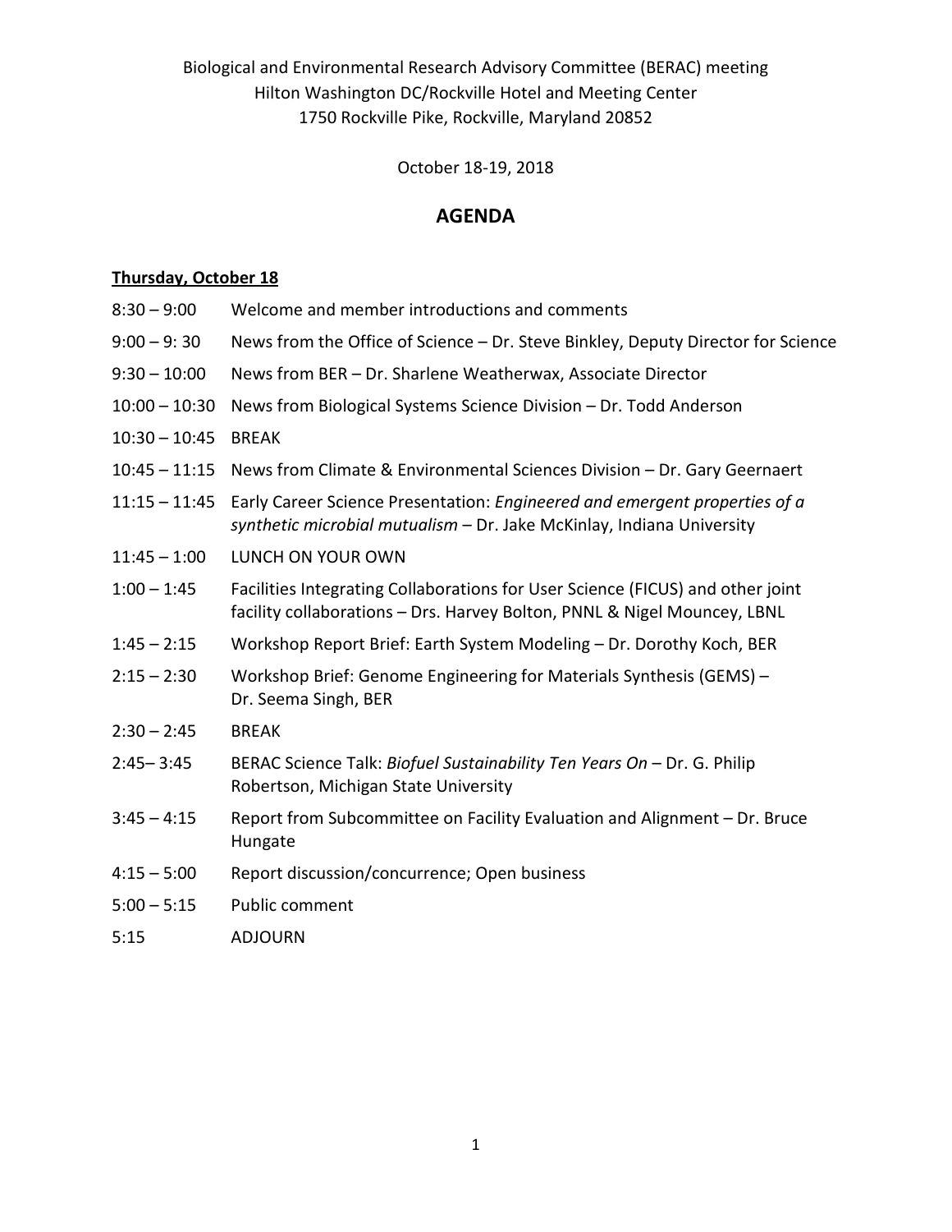Biological and Environmental Research Advisory Committee (BERAC) meeting
Hilton Washington DC/Rockville Hotel and Meeting Center
1750 Rockville Pike, Rockville, Maryland 20852

October 18-19, 2018

## AGENDA

**Thursday, October 18**

| | |
|---|---|
| 8:30 – 9:00 | Welcome and member introductions and comments |
| 9:00 – 9: 30 | News from the Office of Science – Dr. Steve Binkley, Deputy Director for Science |
| 9:30 – 10:00 | News from BER – Dr. Sharlene Weatherwax, Associate Director |
| 10:00 – 10:30 | News from Biological Systems Science Division – Dr. Todd Anderson |
| 10:30 – 10:45 | BREAK |
| 10:45 – 11:15 | News from Climate & Environmental Sciences Division – Dr. Gary Geernaert |
| 11:15 – 11:45 | Early Career Science Presentation: *Engineered and emergent properties of a synthetic microbial mutualism* – Dr. Jake McKinlay, Indiana University |
| 11:45 – 1:00 | LUNCH ON YOUR OWN |
| 1:00 – 1:45 | Facilities Integrating Collaborations for User Science (FICUS) and other joint facility collaborations – Drs. Harvey Bolton, PNNL & Nigel Mouncey, LBNL |
| 1:45 – 2:15 | Workshop Report Brief: Earth System Modeling – Dr. Dorothy Koch, BER |
| 2:15 – 2:30 | Workshop Brief: Genome Engineering for Materials Synthesis (GEMS) – Dr. Seema Singh, BER |
| 2:30 – 2:45 | BREAK |
| 2:45– 3:45 | BERAC Science Talk: *Biofuel Sustainability Ten Years On* – Dr. G. Philip Robertson, Michigan State University |
| 3:45 – 4:15 | Report from Subcommittee on Facility Evaluation and Alignment – Dr. Bruce Hungate |
| 4:15 – 5:00 | Report discussion/concurrence; Open business |
| 5:00 – 5:15 | Public comment |
| 5:15 | ADJOURN |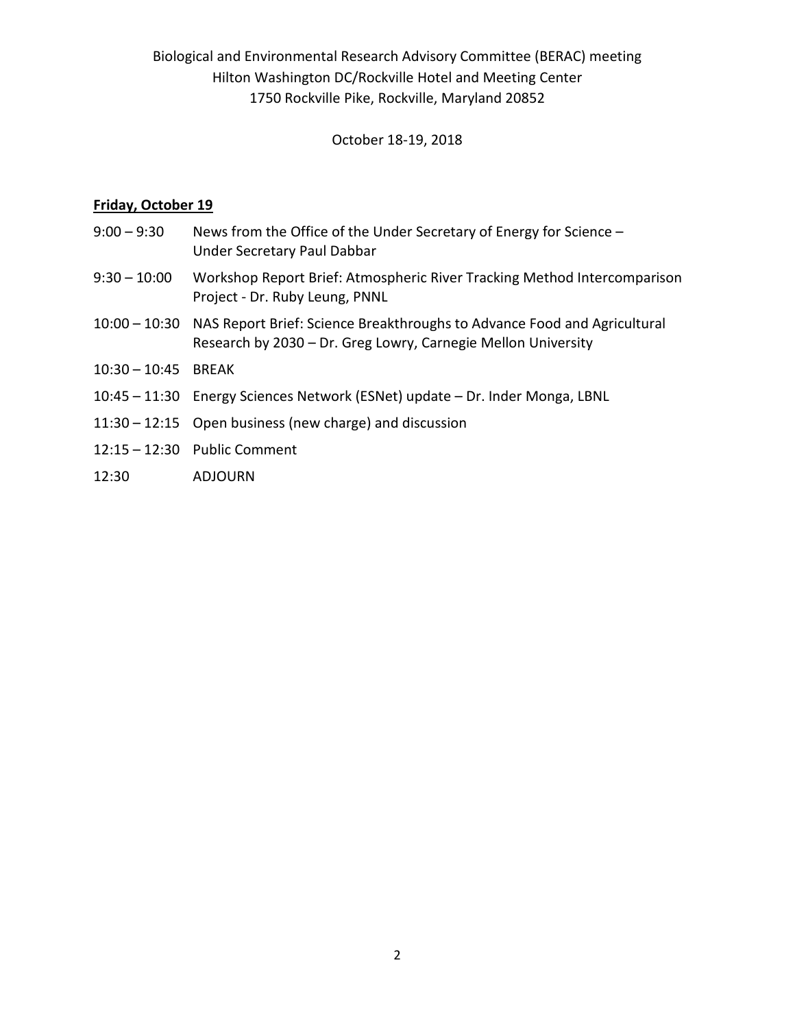Biological and Environmental Research Advisory Committee (BERAC) meeting
Hilton Washington DC/Rockville Hotel and Meeting Center
1750 Rockville Pike, Rockville, Maryland 20852

October 18-19, 2018

**Friday, October 19**

| | |
|---|---|
| 9:00 – 9:30 | News from the Office of the Under Secretary of Energy for Science – Under Secretary Paul Dabbar |
| 9:30 – 10:00 | Workshop Report Brief: Atmospheric River Tracking Method Intercomparison Project - Dr. Ruby Leung, PNNL |
| 10:00 – 10:30 | NAS Report Brief: Science Breakthroughs to Advance Food and Agricultural Research by 2030 – Dr. Greg Lowry, Carnegie Mellon University |
| 10:30 – 10:45 | BREAK |
| 10:45 – 11:30 | Energy Sciences Network (ESNet) update – Dr. Inder Monga, LBNL |
| 11:30 – 12:15 | Open business (new charge) and discussion |
| 12:15 – 12:30 | Public Comment |
| 12:30 | ADJOURN |